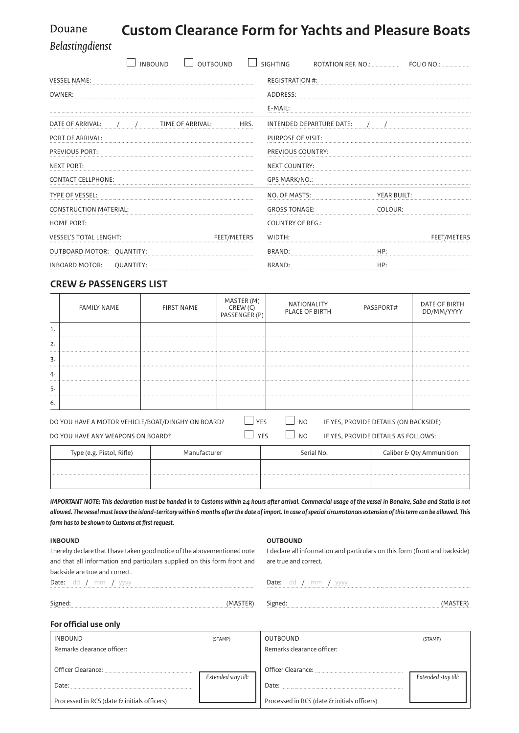Douane

*Belastingdienst*

# Custom Clearance Form for Yachts and Pleasure Boats

☐ INBOUND ☐ OUTBOUND ☐ SIGHTING ROTATION REF. NO.: .................. FOLIO NO.: ..................

| | |
|---|---|
| VESSEL NAME: | REGISTRATION #: |
| OWNER: | ADDRESS: |
| | E-MAIL: |
| DATE OF ARRIVAL: / / TIME OF ARRIVAL: HRS. | INTENDED DEPARTURE DATE: / / |
| PORT OF ARRIVAL: | PURPOSE OF VISIT: |
| PREVIOUS PORT: | PREVIOUS COUNTRY: |
| NEXT PORT: | NEXT COUNTRY: |
| CONTACT CELLPHONE: | GPS MARK/NO.: |
| TYPE OF VESSEL: | NO. OF MASTS: YEAR BUILT: |
| CONSTRUCTION MATERIAL: | GROSS TONAGE: COLOUR: |
| HOME PORT: | COUNTRY OF REG.: |
| VESSEL'S TOTAL LENGHT: FEET/METERS | WIDTH: FEET/METERS |
| OUTBOARD MOTOR: QUANTITY: | BRAND: HP: |
| INBOARD MOTOR: QUANTITY: | BRAND: HP: |

## CREW & PASSENGERS LIST

| | FAMILY NAME | FIRST NAME | MASTER (M) CREW (C) PASSENGER (P) | NATIONALITY PLACE OF BIRTH | PASSPORT# | DATE OF BIRTH DD/MM/YYYY |
|---|---|---|---|---|---|---|
| 1. | | | | | | |
| 2. | | | | | | |
| 3. | | | | | | |
| 4. | | | | | | |
| 5. | | | | | | |
| 6. | | | | | | |

DO YOU HAVE A MOTOR VEHICLE/BOAT/DINGHY ON BOARD? ☐ YES ☐ NO IF YES, PROVIDE DETAILS (ON BACKSIDE)

DO YOU HAVE ANY WEAPONS ON BOARD? ☐ YES ☐ NO IF YES, PROVIDE DETAILS AS FOLLOWS:

| Type (e.g. Pistol, Rifle) | Manufacturer | Serial No. | Caliber & Qty Ammunition |
|---|---|---|---|
| | | | |
| | | | |

***IMPORTANT NOTE: This declaration must be handed in to Customs within 24 hours after arrival. Commercial usage of the vessel in Bonaire, Saba and Statia is not allowed. The vessel must leave the island-territory within 6 months after the date of import. In case of special circumstances extension of this term can be allowed. This form has to be shown to Customs at first request.***

**INBOUND**

I hereby declare that I have taken good notice of the abovementioned note and that all information and particulars supplied on this form front and backside are true and correct.

Date: dd / mm / yyyy

Signed: (MASTER)

**OUTBOUND**

I declare all information and particulars on this form (front and backside) are true and correct.

Date: dd / mm / yyyy

Signed: (MASTER)

### For official use only

| INBOUND | (STAMP) | OUTBOUND | (STAMP) |
|---|---|---|---|
| Remarks clearance officer: | | Remarks clearance officer: | |
| Officer Clearance: | *Extended stay till:* | Officer Clearance: | *Extended stay till:* |
| Date: | | Date: | |
| Processed in RCS (date & initials officers) | | Processed in RCS (date & initials officers) | |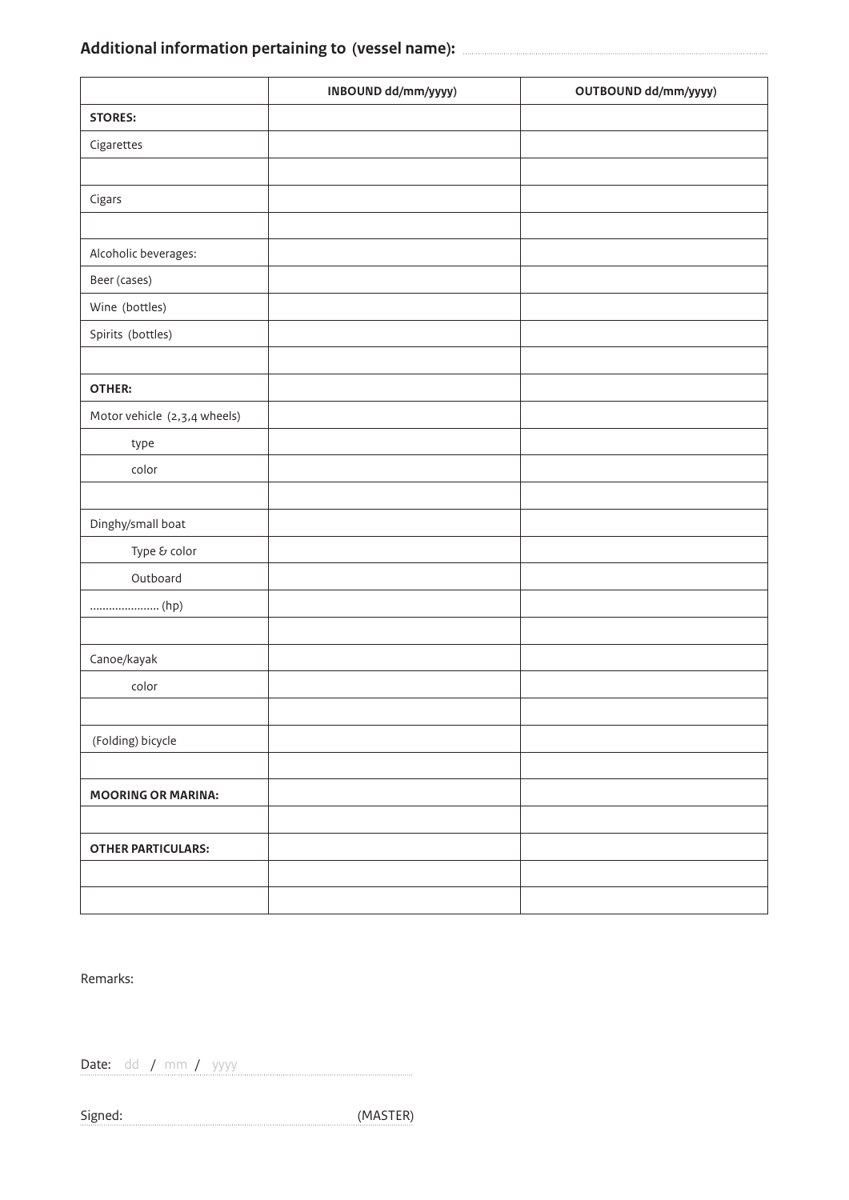**Additional information pertaining to (vessel name):** ..............................

| | INBOUND dd/mm/yyyy) | OUTBOUND dd/mm/yyyy) |
|---|---|---|
| **STORES:** | | |
| Cigarettes | | |
| | | |
| Cigars | | |
| | | |
| Alcoholic beverages: | | |
| Beer (cases) | | |
| Wine (bottles) | | |
| Spirits (bottles) | | |
| | | |
| **OTHER:** | | |
| Motor vehicle (2,3,4 wheels) | | |
| type | | |
| color | | |
| | | |
| Dinghy/small boat | | |
| Type & color | | |
| Outboard | | |
| ...................... (hp) | | |
| | | |
| Canoe/kayak | | |
| color | | |
| | | |
| (Folding) bicycle | | |
| | | |
| **MOORING OR MARINA:** | | |
| | | |
| **OTHER PARTICULARS:** | | |
| | | |
| | | |

Remarks:

Date: dd / mm / yyyy

Signed: .............................................. (MASTER)